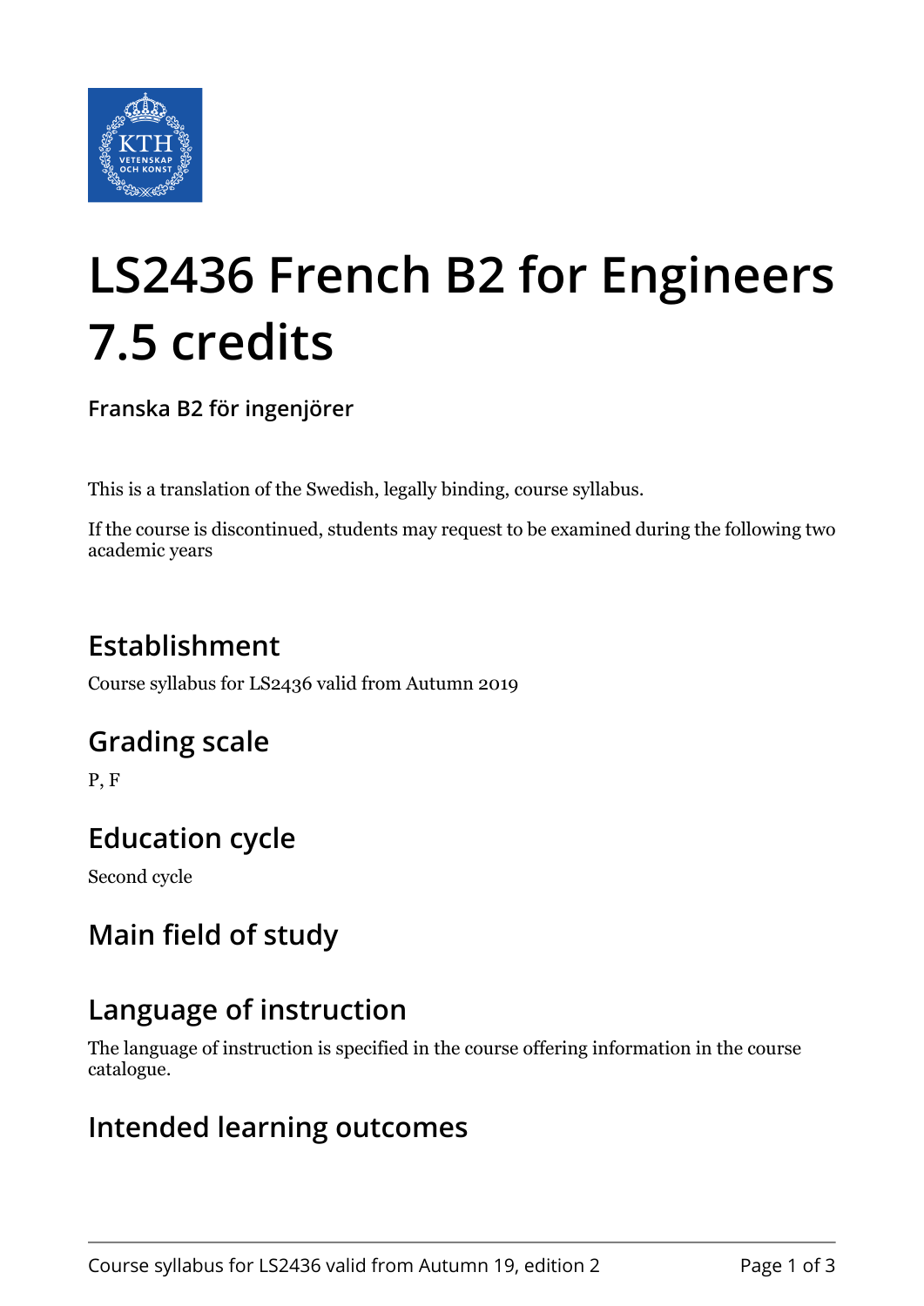# LS2436 French B2 for Engineers 7.5 credits

**Franska B2 för ingenjörer**

This is a translation of the Swedish, legally binding, course syllabus.

If the course is discontinued, students may request to be examined during the following two academic years

## Establishment

Course syllabus for LS2436 valid from Autumn 2019

## Grading scale

P, F

## Education cycle

Second cycle

## Main field of study

## Language of instruction

The language of instruction is specified in the course offering information in the course catalogue.

## Intended learning outcomes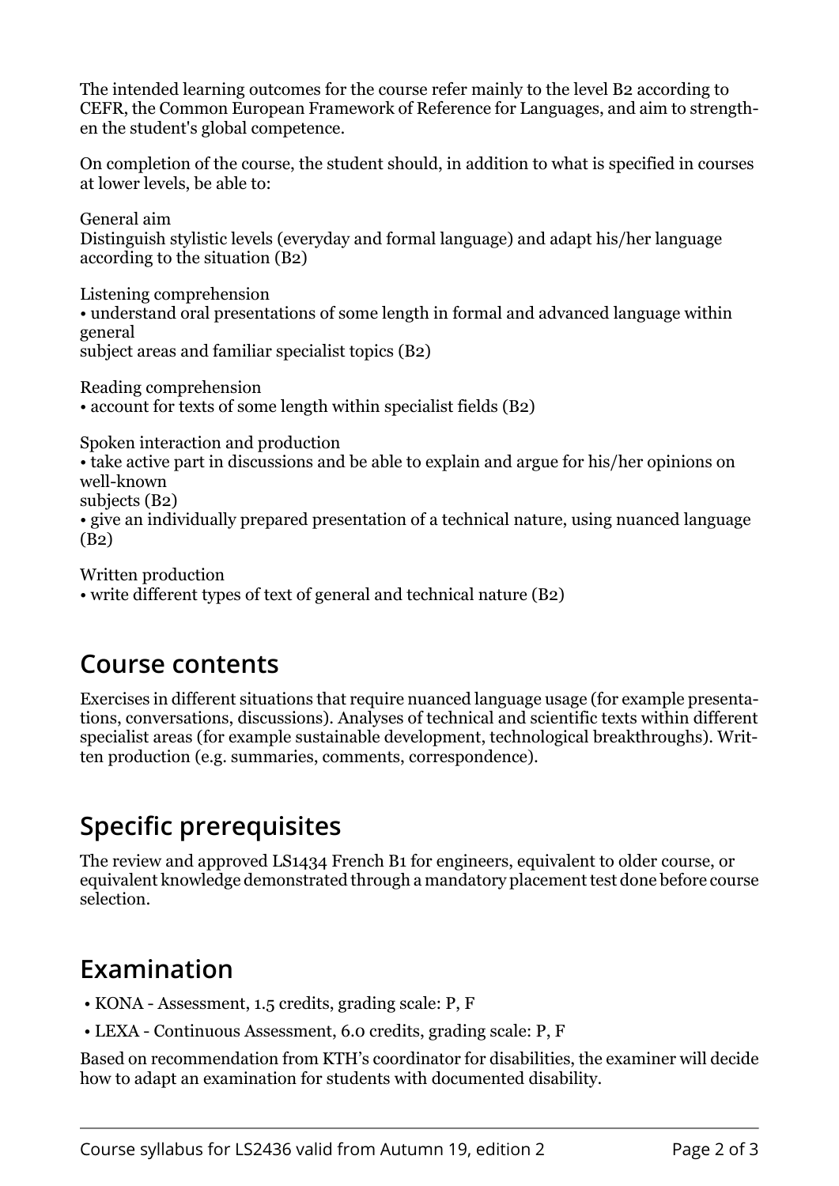The intended learning outcomes for the course refer mainly to the level B2 according to CEFR, the Common European Framework of Reference for Languages, and aim to strengthen the student's global competence.

On completion of the course, the student should, in addition to what is specified in courses at lower levels, be able to:

General aim
Distinguish stylistic levels (everyday and formal language) and adapt his/her language according to the situation (B2)

Listening comprehension
• understand oral presentations of some length in formal and advanced language within general
subject areas and familiar specialist topics (B2)

Reading comprehension
• account for texts of some length within specialist fields (B2)

Spoken interaction and production
• take active part in discussions and be able to explain and argue for his/her opinions on well-known
subjects (B2)
• give an individually prepared presentation of a technical nature, using nuanced language (B2)

Written production
• write different types of text of general and technical nature (B2)

## Course contents

Exercises in different situations that require nuanced language usage (for example presentations, conversations, discussions). Analyses of technical and scientific texts within different specialist areas (for example sustainable development, technological breakthroughs). Written production (e.g. summaries, comments, correspondence).

## Specific prerequisites

The review and approved LS1434 French B1 for engineers, equivalent to older course, or equivalent knowledge demonstrated through a mandatory placement test done before course selection.

## Examination

- KONA - Assessment, 1.5 credits, grading scale: P, F
- LEXA - Continuous Assessment, 6.0 credits, grading scale: P, F

Based on recommendation from KTH's coordinator for disabilities, the examiner will decide how to adapt an examination for students with documented disability.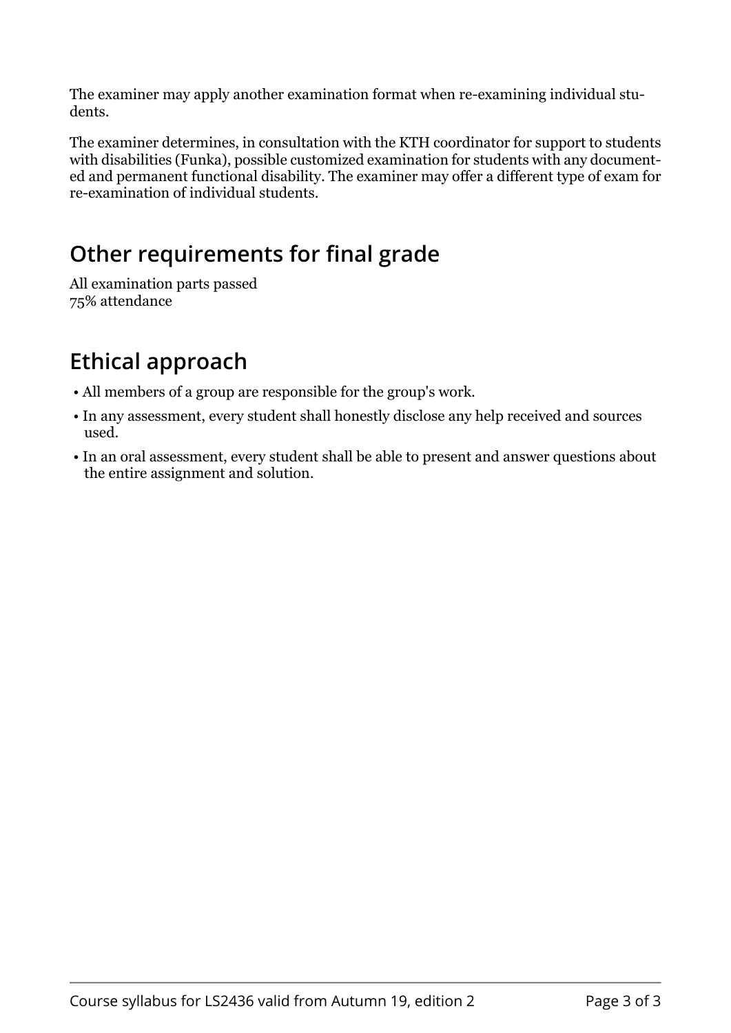The examiner may apply another examination format when re-examining individual students.

The examiner determines, in consultation with the KTH coordinator for support to students with disabilities (Funka), possible customized examination for students with any documented and permanent functional disability. The examiner may offer a different type of exam for re-examination of individual students.

## Other requirements for final grade

All examination parts passed
75% attendance

## Ethical approach

- All members of a group are responsible for the group's work.
- In any assessment, every student shall honestly disclose any help received and sources used.
- In an oral assessment, every student shall be able to present and answer questions about the entire assignment and solution.